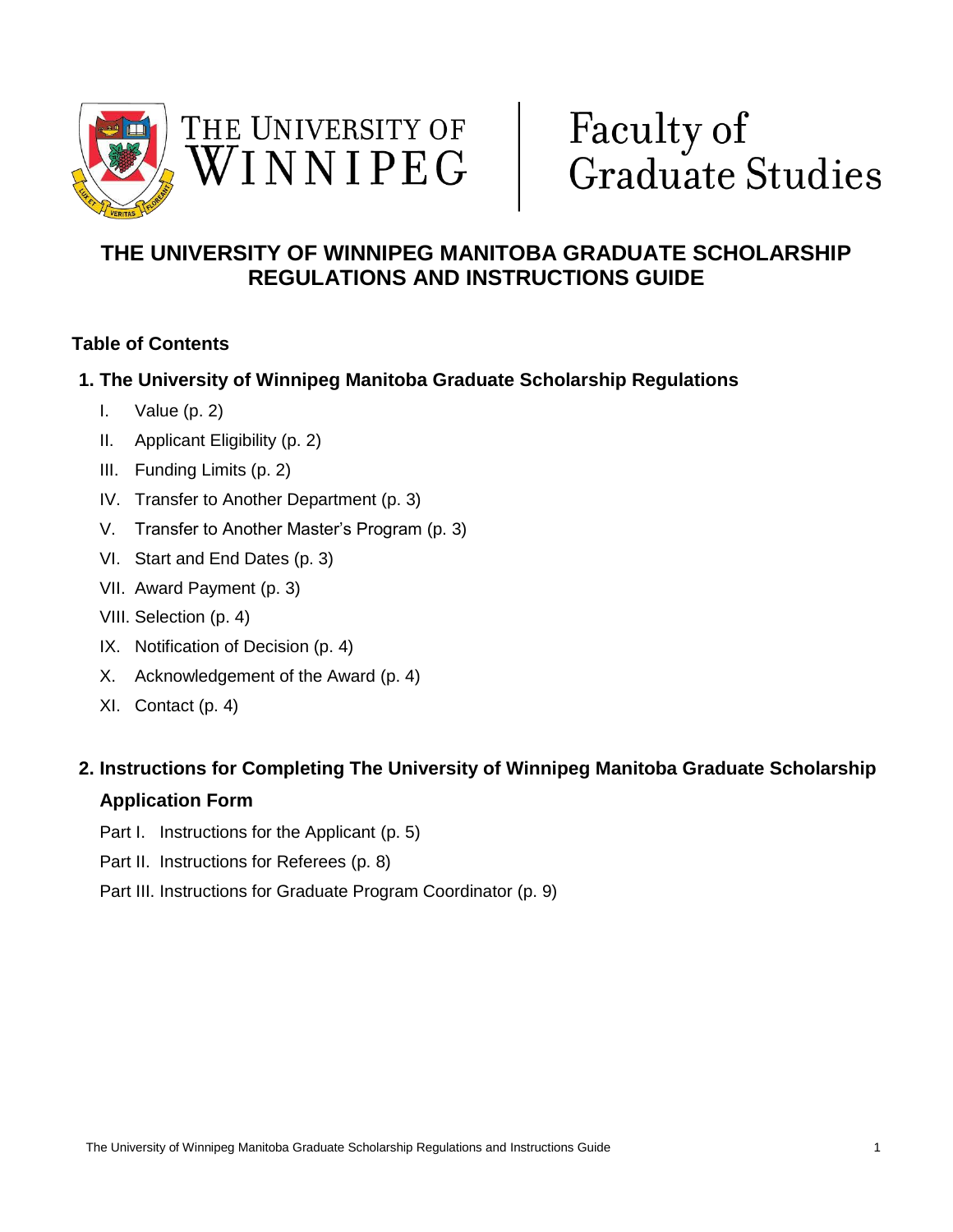The University of Winnipeg | Faculty of Graduate Studies

# THE UNIVERSITY OF WINNIPEG MANITOBA GRADUATE SCHOLARSHIP REGULATIONS AND INSTRUCTIONS GUIDE

## Table of Contents

### 1. The University of Winnipeg Manitoba Graduate Scholarship Regulations

- I. Value (p. 2)
- II. Applicant Eligibility (p. 2)
- III. Funding Limits (p. 2)
- IV. Transfer to Another Department (p. 3)
- V. Transfer to Another Master's Program (p. 3)
- VI. Start and End Dates (p. 3)
- VII. Award Payment (p. 3)
- VIII. Selection (p. 4)
- IX. Notification of Decision (p. 4)
- X. Acknowledgement of the Award (p. 4)
- XI. Contact (p. 4)

### 2. Instructions for Completing The University of Winnipeg Manitoba Graduate Scholarship Application Form

- Part I. Instructions for the Applicant (p. 5)
- Part II. Instructions for Referees (p. 8)
- Part III. Instructions for Graduate Program Coordinator (p. 9)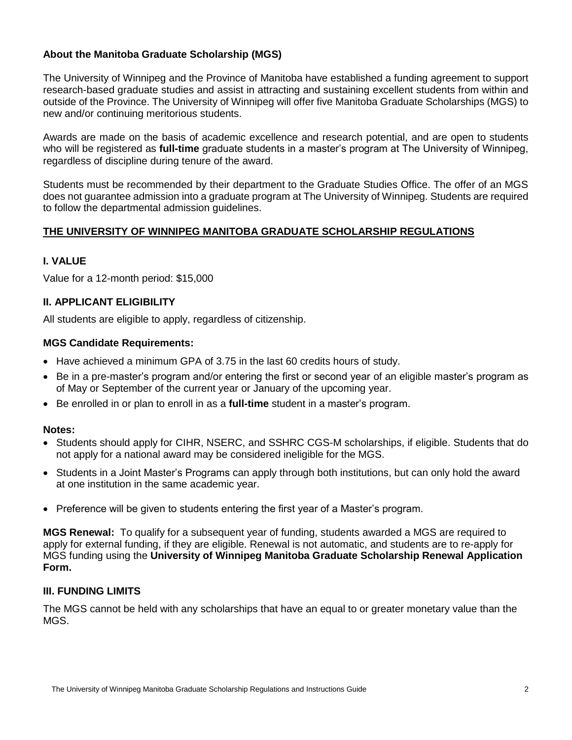### About the Manitoba Graduate Scholarship (MGS)

The University of Winnipeg and the Province of Manitoba have established a funding agreement to support research-based graduate studies and assist in attracting and sustaining excellent students from within and outside of the Province. The University of Winnipeg will offer five Manitoba Graduate Scholarships (MGS) to new and/or continuing meritorious students.

Awards are made on the basis of academic excellence and research potential, and are open to students who will be registered as **full-time** graduate students in a master's program at The University of Winnipeg, regardless of discipline during tenure of the award.

Students must be recommended by their department to the Graduate Studies Office. The offer of an MGS does not guarantee admission into a graduate program at The University of Winnipeg. Students are required to follow the departmental admission guidelines.

## THE UNIVERSITY OF WINNIPEG MANITOBA GRADUATE SCHOLARSHIP REGULATIONS

### I. VALUE

Value for a 12-month period: $15,000

### II. APPLICANT ELIGIBILITY

All students are eligible to apply, regardless of citizenship.

#### MGS Candidate Requirements:

- Have achieved a minimum GPA of 3.75 in the last 60 credits hours of study.
- Be in a pre-master's program and/or entering the first or second year of an eligible master's program as of May or September of the current year or January of the upcoming year.
- Be enrolled in or plan to enroll in as a **full-time** student in a master's program.

#### Notes:

- Students should apply for CIHR, NSERC, and SSHRC CGS-M scholarships, if eligible. Students that do not apply for a national award may be considered ineligible for the MGS.
- Students in a Joint Master's Programs can apply through both institutions, but can only hold the award at one institution in the same academic year.
- Preference will be given to students entering the first year of a Master's program.

**MGS Renewal:** To qualify for a subsequent year of funding, students awarded a MGS are required to apply for external funding, if they are eligible. Renewal is not automatic, and students are to re-apply for MGS funding using the **University of Winnipeg Manitoba Graduate Scholarship Renewal Application Form.**

### III. FUNDING LIMITS

The MGS cannot be held with any scholarships that have an equal to or greater monetary value than the MGS.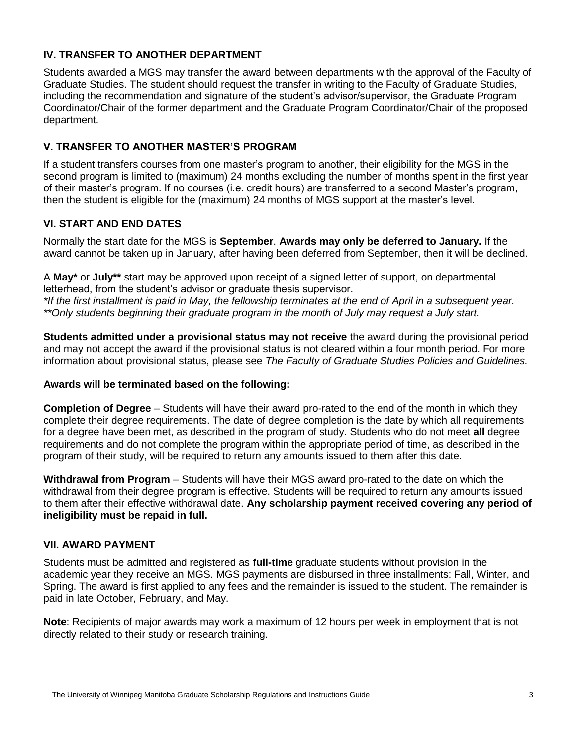## IV. TRANSFER TO ANOTHER DEPARTMENT

Students awarded a MGS may transfer the award between departments with the approval of the Faculty of Graduate Studies. The student should request the transfer in writing to the Faculty of Graduate Studies, including the recommendation and signature of the student's advisor/supervisor, the Graduate Program Coordinator/Chair of the former department and the Graduate Program Coordinator/Chair of the proposed department.

## V. TRANSFER TO ANOTHER MASTER'S PROGRAM

If a student transfers courses from one master's program to another, their eligibility for the MGS in the second program is limited to (maximum) 24 months excluding the number of months spent in the first year of their master's program. If no courses (i.e. credit hours) are transferred to a second Master's program, then the student is eligible for the (maximum) 24 months of MGS support at the master's level.

## VI. START AND END DATES

Normally the start date for the MGS is **September**. **Awards may only be deferred to January.** If the award cannot be taken up in January, after having been deferred from September, then it will be declined.

A **May*** or **July**** start may be approved upon receipt of a signed letter of support, on departmental letterhead, from the student's advisor or graduate thesis supervisor.
*\*If the first installment is paid in May, the fellowship terminates at the end of April in a subsequent year.*
*\*\*Only students beginning their graduate program in the month of July may request a July start.*

**Students admitted under a provisional status may not receive** the award during the provisional period and may not accept the award if the provisional status is not cleared within a four month period. For more information about provisional status, please see *The Faculty of Graduate Studies Policies and Guidelines.*

**Awards will be terminated based on the following:**

**Completion of Degree** – Students will have their award pro-rated to the end of the month in which they complete their degree requirements. The date of degree completion is the date by which all requirements for a degree have been met, as described in the program of study. Students who do not meet **all** degree requirements and do not complete the program within the appropriate period of time, as described in the program of their study, will be required to return any amounts issued to them after this date.

**Withdrawal from Program** – Students will have their MGS award pro-rated to the date on which the withdrawal from their degree program is effective. Students will be required to return any amounts issued to them after their effective withdrawal date. **Any scholarship payment received covering any period of ineligibility must be repaid in full.**

## VII. AWARD PAYMENT

Students must be admitted and registered as **full-time** graduate students without provision in the academic year they receive an MGS. MGS payments are disbursed in three installments: Fall, Winter, and Spring. The award is first applied to any fees and the remainder is issued to the student. The remainder is paid in late October, February, and May.

**Note**: Recipients of major awards may work a maximum of 12 hours per week in employment that is not directly related to their study or research training.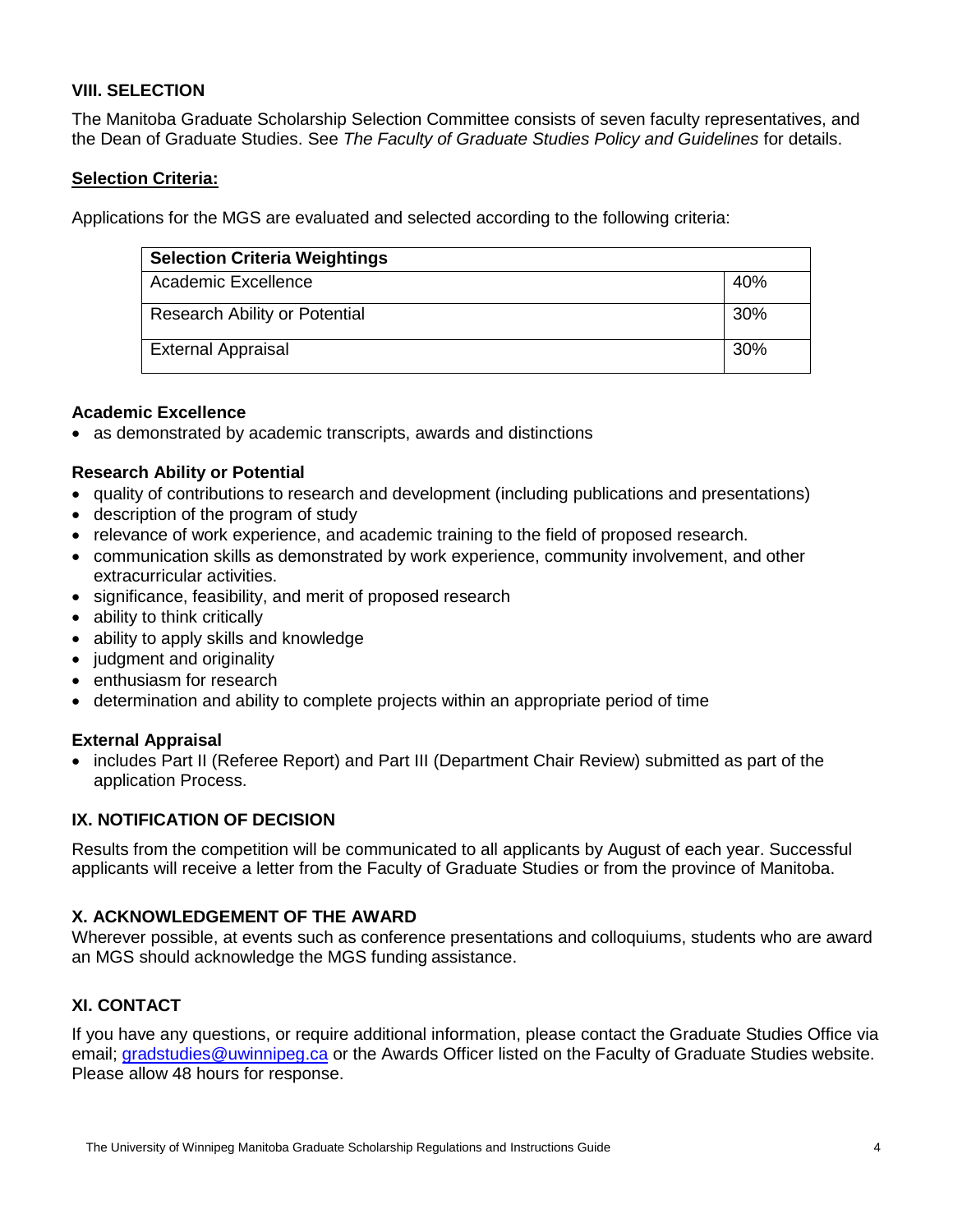## VIII. SELECTION

The Manitoba Graduate Scholarship Selection Committee consists of seven faculty representatives, and the Dean of Graduate Studies. See *The Faculty of Graduate Studies Policy and Guidelines* for details.

**Selection Criteria:**

Applications for the MGS are evaluated and selected according to the following criteria:

| Selection Criteria Weightings | |
|---|---|
| Academic Excellence | 40% |
| Research Ability or Potential | 30% |
| External Appraisal | 30% |

### Academic Excellence

- as demonstrated by academic transcripts, awards and distinctions

### Research Ability or Potential

- quality of contributions to research and development (including publications and presentations)
- description of the program of study
- relevance of work experience, and academic training to the field of proposed research.
- communication skills as demonstrated by work experience, community involvement, and other extracurricular activities.
- significance, feasibility, and merit of proposed research
- ability to think critically
- ability to apply skills and knowledge
- judgment and originality
- enthusiasm for research
- determination and ability to complete projects within an appropriate period of time

### External Appraisal

- includes Part II (Referee Report) and Part III (Department Chair Review) submitted as part of the application Process.

## IX. NOTIFICATION OF DECISION

Results from the competition will be communicated to all applicants by August of each year. Successful applicants will receive a letter from the Faculty of Graduate Studies or from the province of Manitoba.

## X. ACKNOWLEDGEMENT OF THE AWARD

Wherever possible, at events such as conference presentations and colloquiums, students who are award an MGS should acknowledge the MGS funding assistance.

## XI. CONTACT

If you have any questions, or require additional information, please contact the Graduate Studies Office via email; gradstudies@uwinnipeg.ca or the Awards Officer listed on the Faculty of Graduate Studies website. Please allow 48 hours for response.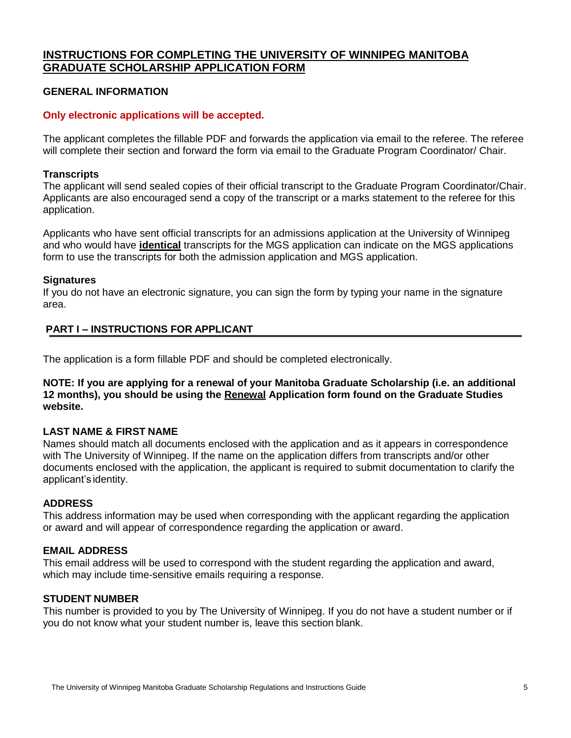## INSTRUCTIONS FOR COMPLETING THE UNIVERSITY OF WINNIPEG MANITOBA GRADUATE SCHOLARSHIP APPLICATION FORM

### GENERAL INFORMATION

**Only electronic applications will be accepted.**

The applicant completes the fillable PDF and forwards the application via email to the referee. The referee will complete their section and forward the form via email to the Graduate Program Coordinator/ Chair.

#### Transcripts

The applicant will send sealed copies of their official transcript to the Graduate Program Coordinator/Chair. Applicants are also encouraged send a copy of the transcript or a marks statement to the referee for this application.

Applicants who have sent official transcripts for an admissions application at the University of Winnipeg and who would have **identical** transcripts for the MGS application can indicate on the MGS applications form to use the transcripts for both the admission application and MGS application.

#### Signatures

If you do not have an electronic signature, you can sign the form by typing your name in the signature area.

### PART I – INSTRUCTIONS FOR APPLICANT

The application is a form fillable PDF and should be completed electronically.

**NOTE: If you are applying for a renewal of your Manitoba Graduate Scholarship (i.e. an additional 12 months), you should be using the Renewal Application form found on the Graduate Studies website.**

#### LAST NAME & FIRST NAME

Names should match all documents enclosed with the application and as it appears in correspondence with The University of Winnipeg. If the name on the application differs from transcripts and/or other documents enclosed with the application, the applicant is required to submit documentation to clarify the applicant's identity.

#### ADDRESS

This address information may be used when corresponding with the applicant regarding the application or award and will appear of correspondence regarding the application or award.

#### EMAIL ADDRESS

This email address will be used to correspond with the student regarding the application and award, which may include time-sensitive emails requiring a response.

#### STUDENT NUMBER

This number is provided to you by The University of Winnipeg. If you do not have a student number or if you do not know what your student number is, leave this section blank.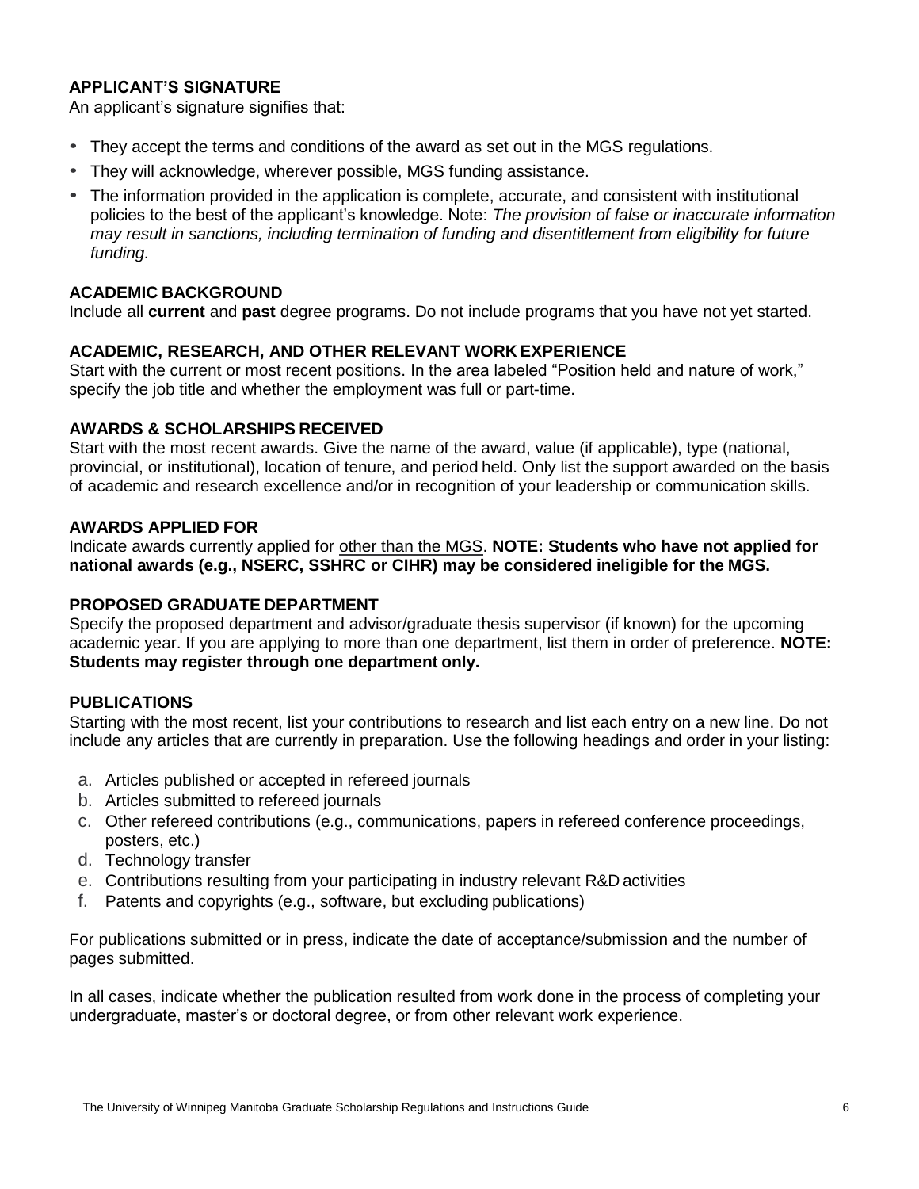### APPLICANT'S SIGNATURE

An applicant's signature signifies that:

- They accept the terms and conditions of the award as set out in the MGS regulations.
- They will acknowledge, wherever possible, MGS funding assistance.
- The information provided in the application is complete, accurate, and consistent with institutional policies to the best of the applicant's knowledge. Note: *The provision of false or inaccurate information may result in sanctions, including termination of funding and disentitlement from eligibility for future funding.*

### ACADEMIC BACKGROUND

Include all **current** and **past** degree programs. Do not include programs that you have not yet started.

### ACADEMIC, RESEARCH, AND OTHER RELEVANT WORK EXPERIENCE

Start with the current or most recent positions. In the area labeled "Position held and nature of work," specify the job title and whether the employment was full or part-time.

### AWARDS & SCHOLARSHIPS RECEIVED

Start with the most recent awards. Give the name of the award, value (if applicable), type (national, provincial, or institutional), location of tenure, and period held. Only list the support awarded on the basis of academic and research excellence and/or in recognition of your leadership or communication skills.

### AWARDS APPLIED FOR

Indicate awards currently applied for <u>other than the MGS</u>. **NOTE: Students who have not applied for national awards (e.g., NSERC, SSHRC or CIHR) may be considered ineligible for the MGS.**

### PROPOSED GRADUATE DEPARTMENT

Specify the proposed department and advisor/graduate thesis supervisor (if known) for the upcoming academic year. If you are applying to more than one department, list them in order of preference. **NOTE: Students may register through one department only.**

### PUBLICATIONS

Starting with the most recent, list your contributions to research and list each entry on a new line. Do not include any articles that are currently in preparation. Use the following headings and order in your listing:

a. Articles published or accepted in refereed journals
b. Articles submitted to refereed journals
c. Other refereed contributions (e.g., communications, papers in refereed conference proceedings, posters, etc.)
d. Technology transfer
e. Contributions resulting from your participating in industry relevant R&D activities
f. Patents and copyrights (e.g., software, but excluding publications)

For publications submitted or in press, indicate the date of acceptance/submission and the number of pages submitted.

In all cases, indicate whether the publication resulted from work done in the process of completing your undergraduate, master's or doctoral degree, or from other relevant work experience.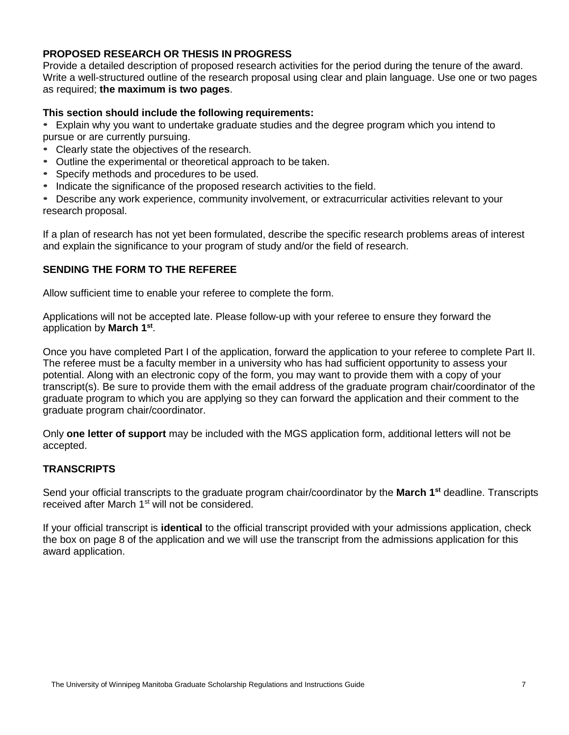## PROPOSED RESEARCH OR THESIS IN PROGRESS

Provide a detailed description of proposed research activities for the period during the tenure of the award. Write a well-structured outline of the research proposal using clear and plain language. Use one or two pages as required; **the maximum is two pages**.

**This section should include the following requirements:**

- Explain why you want to undertake graduate studies and the degree program which you intend to pursue or are currently pursuing.
- Clearly state the objectives of the research.
- Outline the experimental or theoretical approach to be taken.
- Specify methods and procedures to be used.
- Indicate the significance of the proposed research activities to the field.
- Describe any work experience, community involvement, or extracurricular activities relevant to your research proposal.

If a plan of research has not yet been formulated, describe the specific research problems areas of interest and explain the significance to your program of study and/or the field of research.

## SENDING THE FORM TO THE REFEREE

Allow sufficient time to enable your referee to complete the form.

Applications will not be accepted late. Please follow-up with your referee to ensure they forward the application by **March 1st**.

Once you have completed Part I of the application, forward the application to your referee to complete Part II. The referee must be a faculty member in a university who has had sufficient opportunity to assess your potential. Along with an electronic copy of the form, you may want to provide them with a copy of your transcript(s). Be sure to provide them with the email address of the graduate program chair/coordinator of the graduate program to which you are applying so they can forward the application and their comment to the graduate program chair/coordinator.

Only **one letter of support** may be included with the MGS application form, additional letters will not be accepted.

## TRANSCRIPTS

Send your official transcripts to the graduate program chair/coordinator by the **March 1st** deadline. Transcripts received after March 1st will not be considered.

If your official transcript is **identical** to the official transcript provided with your admissions application, check the box on page 8 of the application and we will use the transcript from the admissions application for this award application.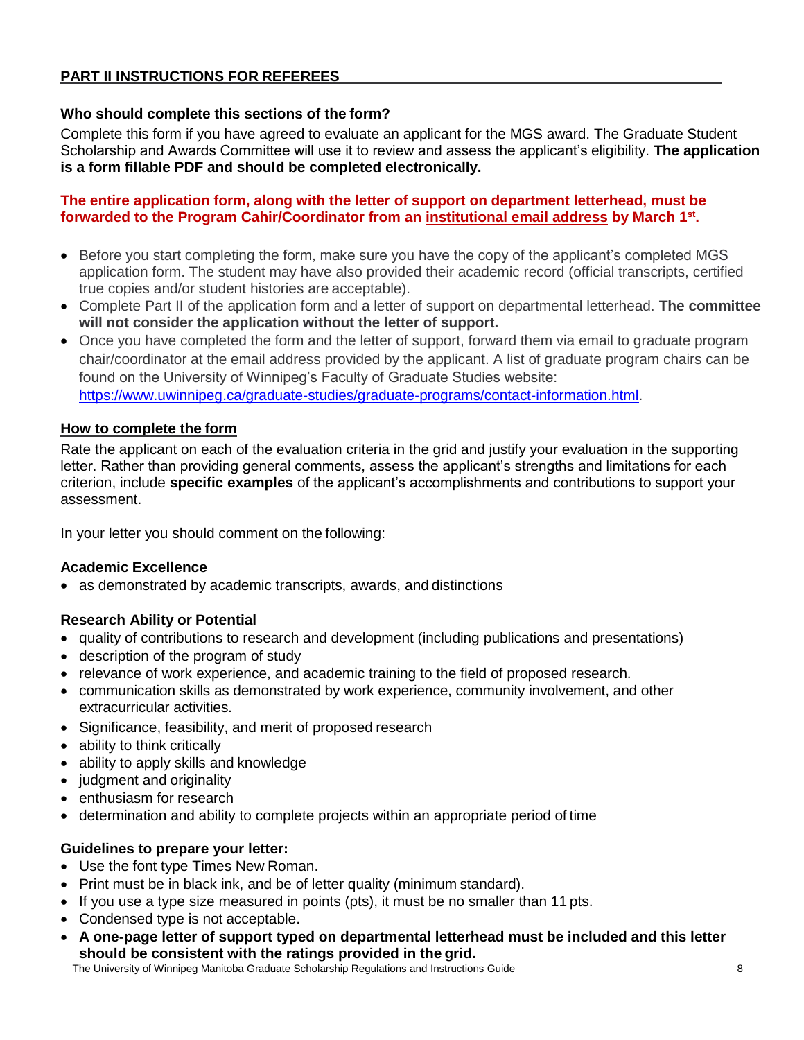## PART II INSTRUCTIONS FOR REFEREES

### Who should complete this sections of the form?

Complete this form if you have agreed to evaluate an applicant for the MGS award. The Graduate Student Scholarship and Awards Committee will use it to review and assess the applicant's eligibility. **The application is a form fillable PDF and should be completed electronically.**

**The entire application form, along with the letter of support on department letterhead, must be forwarded to the Program Cahir/Coordinator from an institutional email address by March 1st.**

- Before you start completing the form, make sure you have the copy of the applicant's completed MGS application form. The student may have also provided their academic record (official transcripts, certified true copies and/or student histories are acceptable).
- Complete Part II of the application form and a letter of support on departmental letterhead. **The committee will not consider the application without the letter of support.**
- Once you have completed the form and the letter of support, forward them via email to graduate program chair/coordinator at the email address provided by the applicant. A list of graduate program chairs can be found on the University of Winnipeg's Faculty of Graduate Studies website: https://www.uwinnipeg.ca/graduate-studies/graduate-programs/contact-information.html.

### How to complete the form

Rate the applicant on each of the evaluation criteria in the grid and justify your evaluation in the supporting letter. Rather than providing general comments, assess the applicant's strengths and limitations for each criterion, include **specific examples** of the applicant's accomplishments and contributions to support your assessment.

In your letter you should comment on the following:

**Academic Excellence**

- as demonstrated by academic transcripts, awards, and distinctions

**Research Ability or Potential**

- quality of contributions to research and development (including publications and presentations)
- description of the program of study
- relevance of work experience, and academic training to the field of proposed research.
- communication skills as demonstrated by work experience, community involvement, and other extracurricular activities.
- Significance, feasibility, and merit of proposed research
- ability to think critically
- ability to apply skills and knowledge
- judgment and originality
- enthusiasm for research
- determination and ability to complete projects within an appropriate period of time

**Guidelines to prepare your letter:**

- Use the font type Times New Roman.
- Print must be in black ink, and be of letter quality (minimum standard).
- If you use a type size measured in points (pts), it must be no smaller than 11 pts.
- Condensed type is not acceptable.
- **A one-page letter of support typed on departmental letterhead must be included and this letter should be consistent with the ratings provided in the grid.**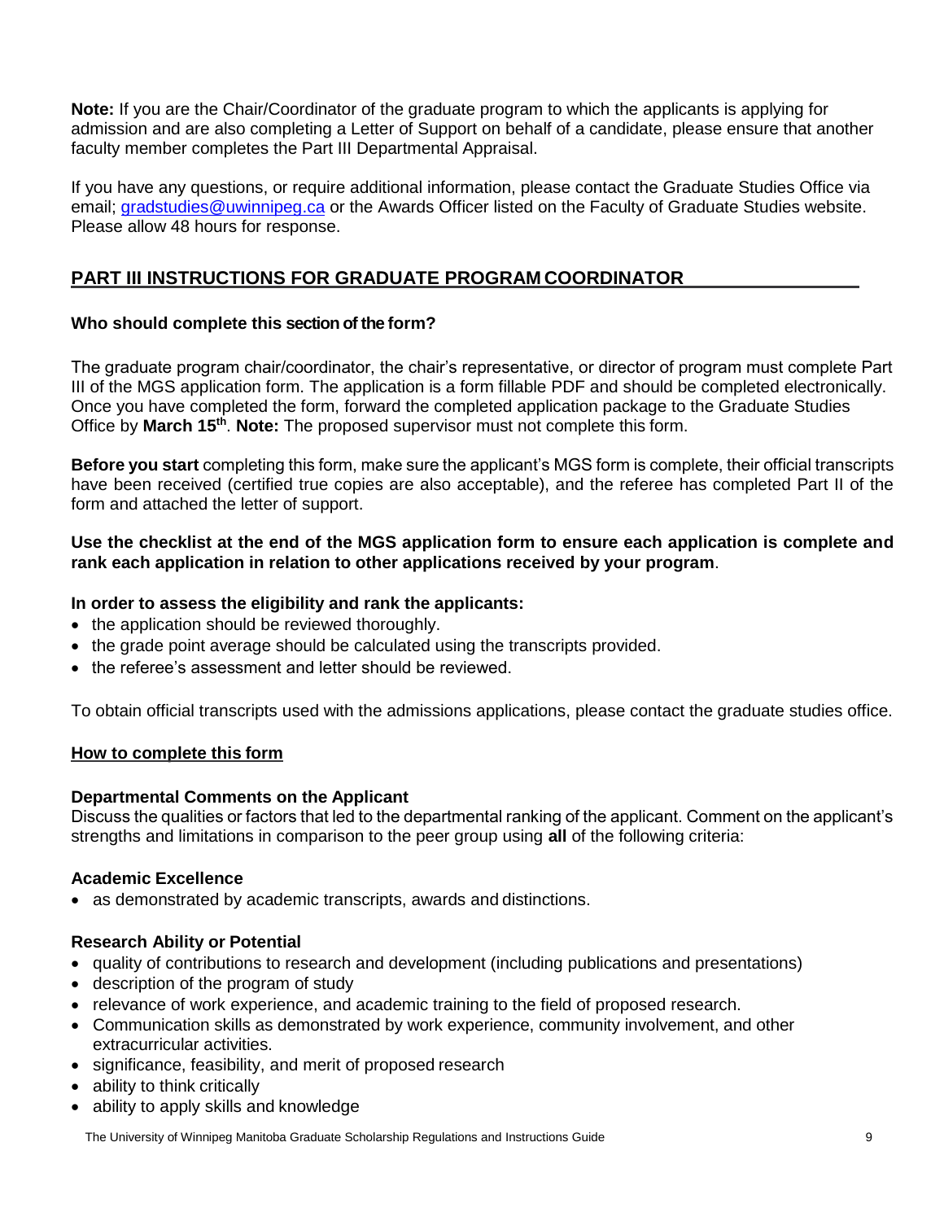**Note:** If you are the Chair/Coordinator of the graduate program to which the applicants is applying for admission and are also completing a Letter of Support on behalf of a candidate, please ensure that another faculty member completes the Part III Departmental Appraisal.

If you have any questions, or require additional information, please contact the Graduate Studies Office via email; gradstudies@uwinnipeg.ca or the Awards Officer listed on the Faculty of Graduate Studies website. Please allow 48 hours for response.

## PART III INSTRUCTIONS FOR GRADUATE PROGRAM COORDINATOR

**Who should complete this section of the form?**

The graduate program chair/coordinator, the chair's representative, or director of program must complete Part III of the MGS application form. The application is a form fillable PDF and should be completed electronically. Once you have completed the form, forward the completed application package to the Graduate Studies Office by **March 15th**. **Note:** The proposed supervisor must not complete this form.

**Before you start** completing this form, make sure the applicant's MGS form is complete, their official transcripts have been received (certified true copies are also acceptable), and the referee has completed Part II of the form and attached the letter of support.

**Use the checklist at the end of the MGS application form to ensure each application is complete and rank each application in relation to other applications received by your program**.

**In order to assess the eligibility and rank the applicants:**

- the application should be reviewed thoroughly.
- the grade point average should be calculated using the transcripts provided.
- the referee's assessment and letter should be reviewed.

To obtain official transcripts used with the admissions applications, please contact the graduate studies office.

### How to complete this form

**Departmental Comments on the Applicant**
Discuss the qualities or factors that led to the departmental ranking of the applicant. Comment on the applicant's strengths and limitations in comparison to the peer group using **all** of the following criteria:

**Academic Excellence**

- as demonstrated by academic transcripts, awards and distinctions.

**Research Ability or Potential**

- quality of contributions to research and development (including publications and presentations)
- description of the program of study
- relevance of work experience, and academic training to the field of proposed research.
- Communication skills as demonstrated by work experience, community involvement, and other extracurricular activities.
- significance, feasibility, and merit of proposed research
- ability to think critically
- ability to apply skills and knowledge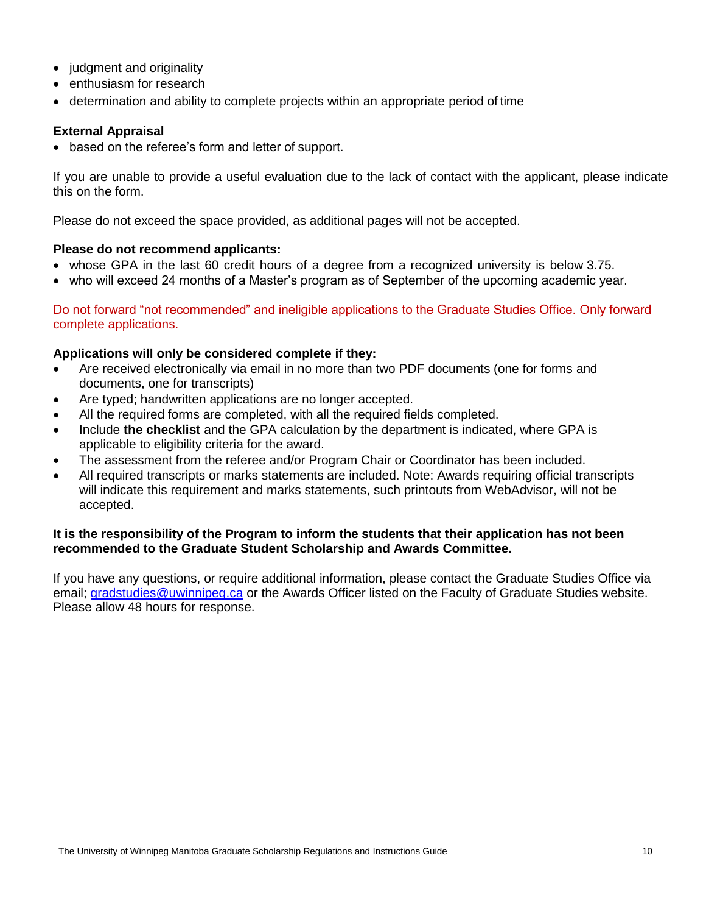- judgment and originality
- enthusiasm for research
- determination and ability to complete projects within an appropriate period of time

**External Appraisal**

- based on the referee's form and letter of support.

If you are unable to provide a useful evaluation due to the lack of contact with the applicant, please indicate this on the form.

Please do not exceed the space provided, as additional pages will not be accepted.

**Please do not recommend applicants:**

- whose GPA in the last 60 credit hours of a degree from a recognized university is below 3.75.
- who will exceed 24 months of a Master's program as of September of the upcoming academic year.

Do not forward "not recommended" and ineligible applications to the Graduate Studies Office. Only forward complete applications.

**Applications will only be considered complete if they:**

- Are received electronically via email in no more than two PDF documents (one for forms and documents, one for transcripts)
- Are typed; handwritten applications are no longer accepted.
- All the required forms are completed, with all the required fields completed.
- Include **the checklist** and the GPA calculation by the department is indicated, where GPA is applicable to eligibility criteria for the award.
- The assessment from the referee and/or Program Chair or Coordinator has been included.
- All required transcripts or marks statements are included. Note: Awards requiring official transcripts will indicate this requirement and marks statements, such printouts from WebAdvisor, will not be accepted.

**It is the responsibility of the Program to inform the students that their application has not been recommended to the Graduate Student Scholarship and Awards Committee.**

If you have any questions, or require additional information, please contact the Graduate Studies Office via email; gradstudies@uwinnipeg.ca or the Awards Officer listed on the Faculty of Graduate Studies website. Please allow 48 hours for response.